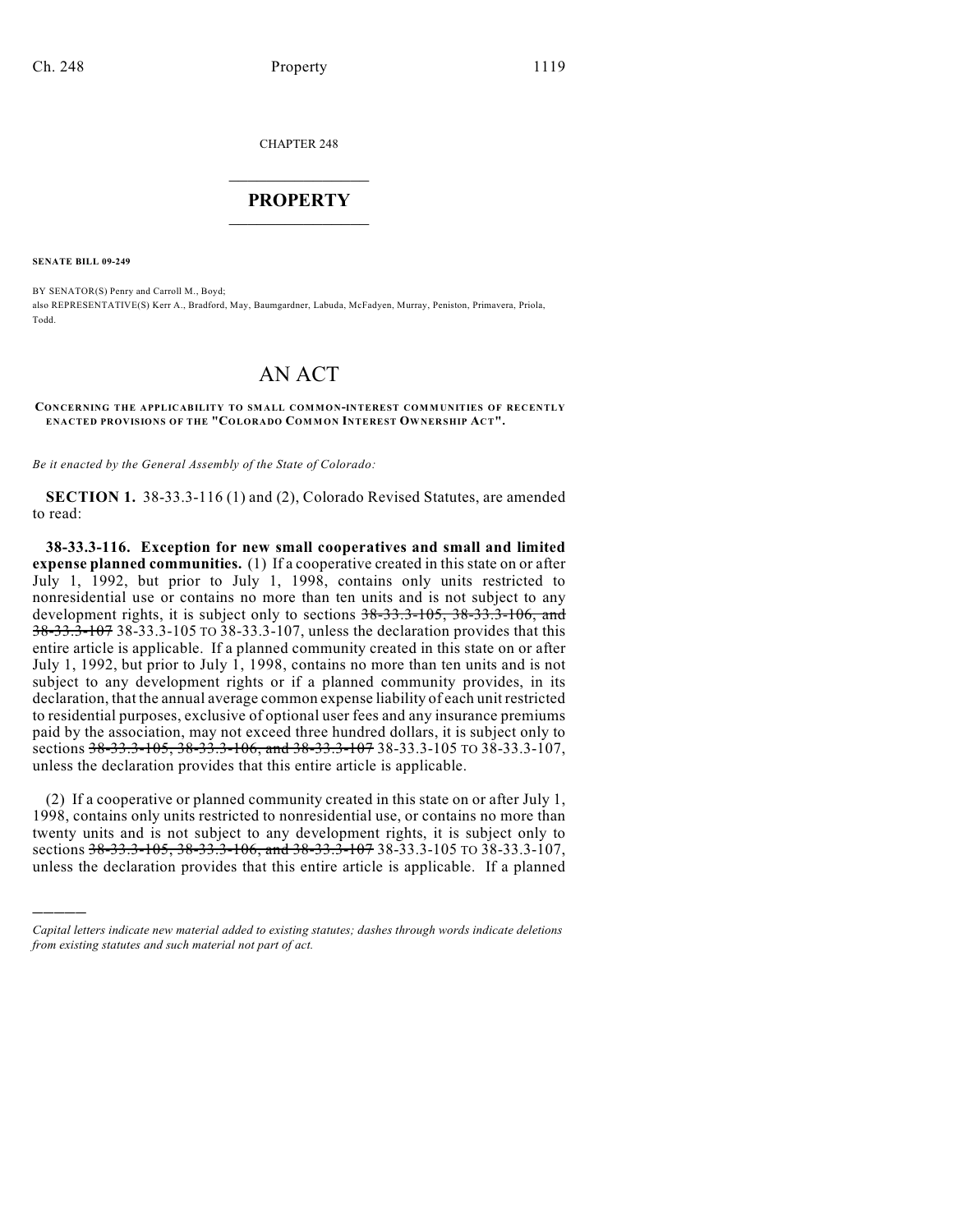CHAPTER 248

# PROPERTY

**SENATE BILL 09-249**

BY SENATOR(S) Penry and Carroll M., Boyd;
also REPRESENTATIVE(S) Kerr A., Bradford, May, Baumgardner, Labuda, McFadyen, Murray, Peniston, Primavera, Priola, Todd.

# AN ACT

**CONCERNING THE APPLICABILITY TO SMALL COMMON-INTEREST COMMUNITIES OF RECENTLY ENACTED PROVISIONS OF THE "COLORADO COMMON INTEREST OWNERSHIP ACT".**

*Be it enacted by the General Assembly of the State of Colorado:*

**SECTION 1.** 38-33.3-116 (1) and (2), Colorado Revised Statutes, are amended to read:

**38-33.3-116. Exception for new small cooperatives and small and limited expense planned communities.** (1) If a cooperative created in this state on or after July 1, 1992, but prior to July 1, 1998, contains only units restricted to nonresidential use or contains no more than ten units and is not subject to any development rights, it is subject only to sections ~~38-33.3-105, 38-33.3-106, and 38-33.3-107~~ 38-33.3-105 TO 38-33.3-107, unless the declaration provides that this entire article is applicable. If a planned community created in this state on or after July 1, 1992, but prior to July 1, 1998, contains no more than ten units and is not subject to any development rights or if a planned community provides, in its declaration, that the annual average common expense liability of each unit restricted to residential purposes, exclusive of optional user fees and any insurance premiums paid by the association, may not exceed three hundred dollars, it is subject only to sections ~~38-33.3-105, 38-33.3-106, and 38-33.3-107~~ 38-33.3-105 TO 38-33.3-107, unless the declaration provides that this entire article is applicable.

(2) If a cooperative or planned community created in this state on or after July 1, 1998, contains only units restricted to nonresidential use, or contains no more than twenty units and is not subject to any development rights, it is subject only to sections ~~38-33.3-105, 38-33.3-106, and 38-33.3-107~~ 38-33.3-105 TO 38-33.3-107, unless the declaration provides that this entire article is applicable. If a planned

---

*Capital letters indicate new material added to existing statutes; dashes through words indicate deletions from existing statutes and such material not part of act.*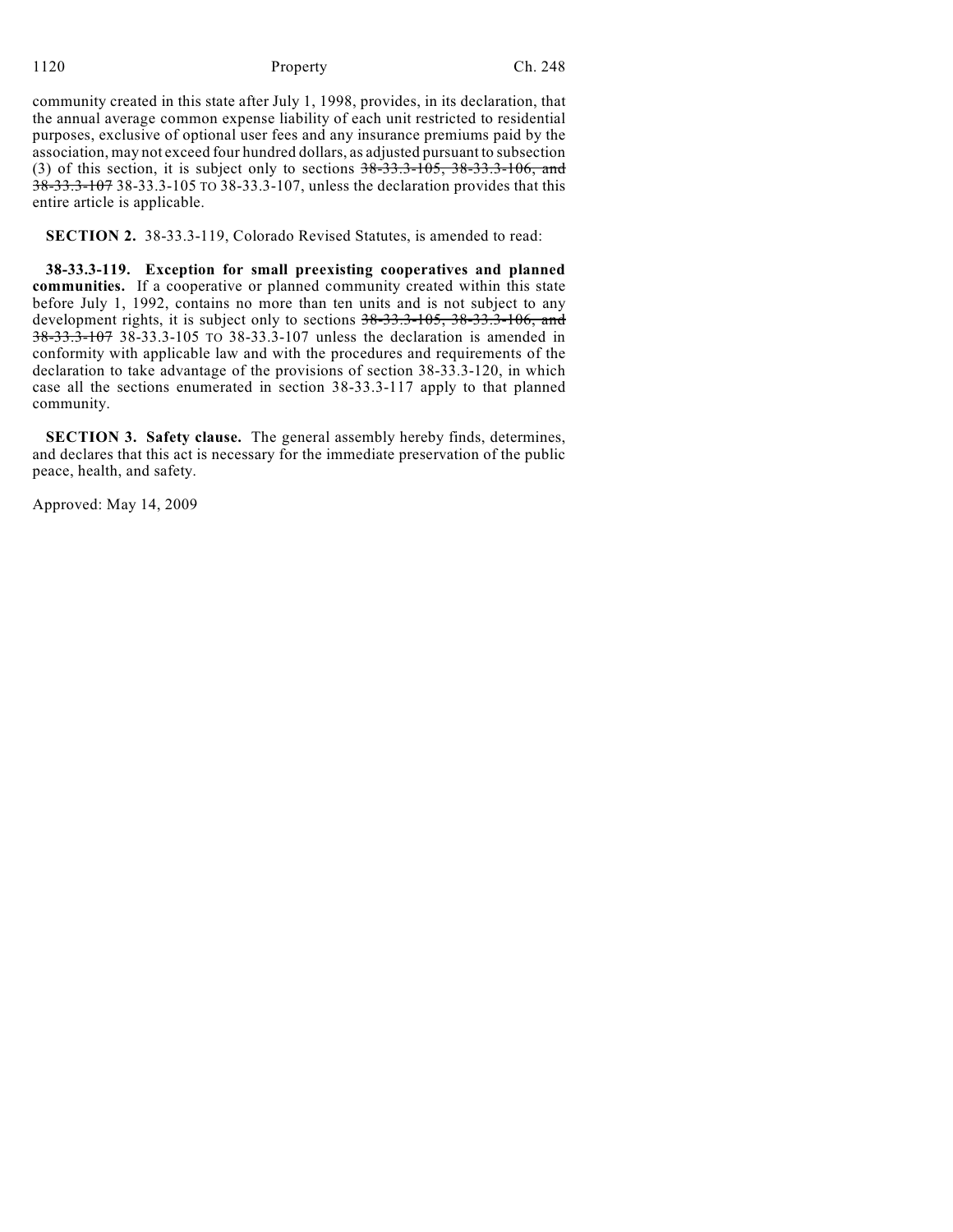community created in this state after July 1, 1998, provides, in its declaration, that the annual average common expense liability of each unit restricted to residential purposes, exclusive of optional user fees and any insurance premiums paid by the association, may not exceed four hundred dollars, as adjusted pursuant to subsection (3) of this section, it is subject only to sections ~~38-33.3-105, 38-33.3-106, and 38-33.3-107~~ 38-33.3-105 TO 38-33.3-107, unless the declaration provides that this entire article is applicable.

**SECTION 2.** 38-33.3-119, Colorado Revised Statutes, is amended to read:

**38-33.3-119. Exception for small preexisting cooperatives and planned communities.** If a cooperative or planned community created within this state before July 1, 1992, contains no more than ten units and is not subject to any development rights, it is subject only to sections ~~38-33.3-105, 38-33.3-106, and 38-33.3-107~~ 38-33.3-105 TO 38-33.3-107 unless the declaration is amended in conformity with applicable law and with the procedures and requirements of the declaration to take advantage of the provisions of section 38-33.3-120, in which case all the sections enumerated in section 38-33.3-117 apply to that planned community.

**SECTION 3. Safety clause.** The general assembly hereby finds, determines, and declares that this act is necessary for the immediate preservation of the public peace, health, and safety.

Approved: May 14, 2009